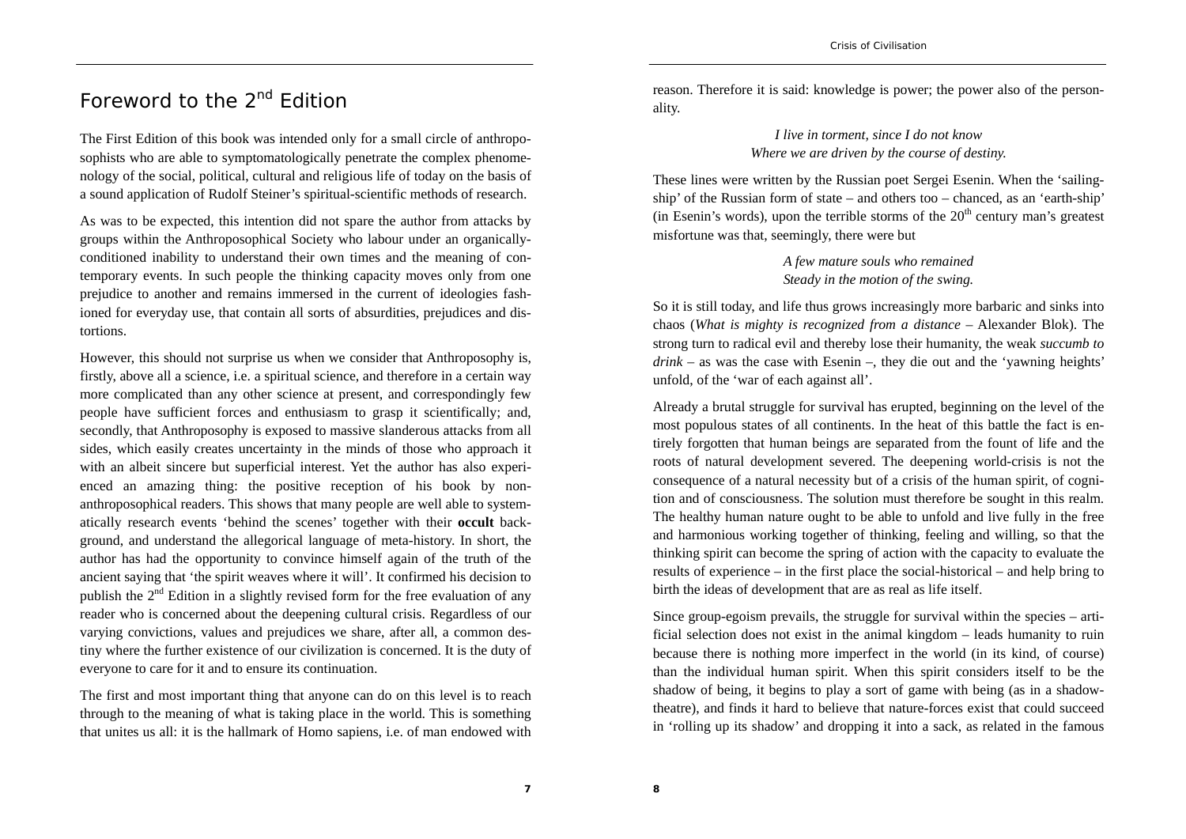# Foreword to the 2nd Edition

The First Edition of this book was intended only for a small circle of anthroposophists who are able to symptomatologically penetrate the complex phenomenology of the social, political, cultural and religious life of today on the basis of a sound application of Rudolf Steiner's spiritual-scientific methods of research.

As was to be expected, this intention did not spare the author from attacks by groups within the Anthroposophical Society who labour under an organically-conditioned inability to understand their own times and the meaning of contemporary events. In such people the thinking capacity moves only from one prejudice to another and remains immersed in the current of ideologies fashioned for everyday use, that contain all sorts of absurdities, prejudices and distortions.

However, this should not surprise us when we consider that Anthroposophy is, firstly, above all a science, i.e. a spiritual science, and therefore in a certain way more complicated than any other science at present, and correspondingly few people have sufficient forces and enthusiasm to grasp it scientifically; and, secondly, that Anthroposophy is exposed to massive slanderous attacks from all sides, which easily creates uncertainty in the minds of those who approach it with an albeit sincere but superficial interest. Yet the author has also experienced an amazing thing: the positive reception of his book by non-anthroposophical readers. This shows that many people are well able to systematically research events 'behind the scenes' together with their **occult** background, and understand the allegorical language of meta-history. In short, the author has had the opportunity to convince himself again of the truth of the ancient saying that 'the spirit weaves where it will'. It confirmed his decision to publish the 2nd Edition in a slightly revised form for the free evaluation of any reader who is concerned about the deepening cultural crisis. Regardless of our varying convictions, values and prejudices we share, after all, a common destiny where the further existence of our civilization is concerned. It is the duty of everyone to care for it and to ensure its continuation.

The first and most important thing that anyone can do on this level is to reach through to the meaning of what is taking place in the world. This is something that unites us all: it is the hallmark of Homo sapiens, i.e. of man endowed with reason. Therefore it is said: knowledge is power; the power also of the personality.

*I live in torment, since I do not know*
*Where we are driven by the course of destiny.*

These lines were written by the Russian poet Sergei Esenin. When the 'sailing-ship' of the Russian form of state – and others too – chanced, as an 'earth-ship' (in Esenin's words), upon the terrible storms of the 20th century man's greatest misfortune was that, seemingly, there were but

*A few mature souls who remained*
*Steady in the motion of the swing.*

So it is still today, and life thus grows increasingly more barbaric and sinks into chaos (*What is mighty is recognized from a distance* – Alexander Blok). The strong turn to radical evil and thereby lose their humanity, the weak *succumb to drink* – as was the case with Esenin –, they die out and the 'yawning heights' unfold, of the 'war of each against all'.

Already a brutal struggle for survival has erupted, beginning on the level of the most populous states of all continents. In the heat of this battle the fact is entirely forgotten that human beings are separated from the fount of life and the roots of natural development severed. The deepening world-crisis is not the consequence of a natural necessity but of a crisis of the human spirit, of cognition and of consciousness. The solution must therefore be sought in this realm. The healthy human nature ought to be able to unfold and live fully in the free and harmonious working together of thinking, feeling and willing, so that the thinking spirit can become the spring of action with the capacity to evaluate the results of experience – in the first place the social-historical – and help bring to birth the ideas of development that are as real as life itself.

Since group-egoism prevails, the struggle for survival within the species – artificial selection does not exist in the animal kingdom – leads humanity to ruin because there is nothing more imperfect in the world (in its kind, of course) than the individual human spirit. When this spirit considers itself to be the shadow of being, it begins to play a sort of game with being (as in a shadow-theatre), and finds it hard to believe that nature-forces exist that could succeed in 'rolling up its shadow' and dropping it into a sack, as related in the famous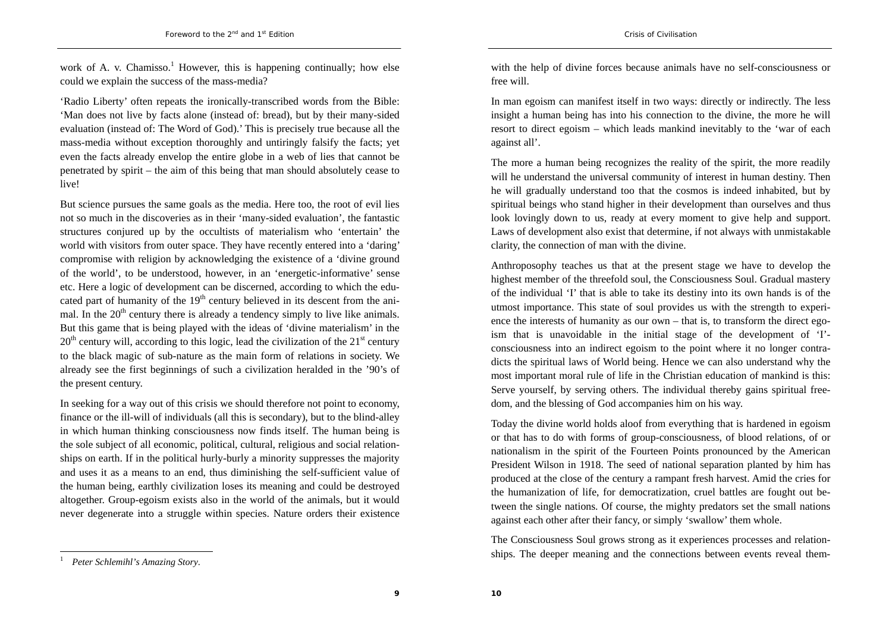work of A. v. Chamisso.[1] However, this is happening continually; how else could we explain the success of the mass-media?

'Radio Liberty' often repeats the ironically-transcribed words from the Bible: 'Man does not live by facts alone (instead of: bread), but by their many-sided evaluation (instead of: The Word of God).' This is precisely true because all the mass-media without exception thoroughly and untiringly falsify the facts; yet even the facts already envelop the entire globe in a web of lies that cannot be penetrated by spirit – the aim of this being that man should absolutely cease to live!

But science pursues the same goals as the media. Here too, the root of evil lies not so much in the discoveries as in their 'many-sided evaluation', the fantastic structures conjured up by the occultists of materialism who 'entertain' the world with visitors from outer space. They have recently entered into a 'daring' compromise with religion by acknowledging the existence of a 'divine ground of the world', to be understood, however, in an 'energetic-informative' sense etc. Here a logic of development can be discerned, according to which the educated part of humanity of the 19th century believed in its descent from the animal. In the 20th century there is already a tendency simply to live like animals. But this game that is being played with the ideas of 'divine materialism' in the 20th century will, according to this logic, lead the civilization of the 21st century to the black magic of sub-nature as the main form of relations in society. We already see the first beginnings of such a civilization heralded in the '90's of the present century.

In seeking for a way out of this crisis we should therefore not point to economy, finance or the ill-will of individuals (all this is secondary), but to the blind-alley in which human thinking consciousness now finds itself. The human being is the sole subject of all economic, political, cultural, religious and social relationships on earth. If in the political hurly-burly a minority suppresses the majority and uses it as a means to an end, thus diminishing the self-sufficient value of the human being, earthly civilization loses its meaning and could be destroyed altogether. Group-egoism exists also in the world of the animals, but it would never degenerate into a struggle within species. Nature orders their existence with the help of divine forces because animals have no self-consciousness or free will.

In man egoism can manifest itself in two ways: directly or indirectly. The less insight a human being has into his connection to the divine, the more he will resort to direct egoism – which leads mankind inevitably to the 'war of each against all'.

The more a human being recognizes the reality of the spirit, the more readily will he understand the universal community of interest in human destiny. Then he will gradually understand too that the cosmos is indeed inhabited, but by spiritual beings who stand higher in their development than ourselves and thus look lovingly down to us, ready at every moment to give help and support. Laws of development also exist that determine, if not always with unmistakable clarity, the connection of man with the divine.

Anthroposophy teaches us that at the present stage we have to develop the highest member of the threefold soul, the Consciousness Soul. Gradual mastery of the individual 'I' that is able to take its destiny into its own hands is of the utmost importance. This state of soul provides us with the strength to experience the interests of humanity as our own – that is, to transform the direct egoism that is unavoidable in the initial stage of the development of 'I'-consciousness into an indirect egoism to the point where it no longer contradicts the spiritual laws of World being. Hence we can also understand why the most important moral rule of life in the Christian education of mankind is this: Serve yourself, by serving others. The individual thereby gains spiritual freedom, and the blessing of God accompanies him on his way.

Today the divine world holds aloof from everything that is hardened in egoism or that has to do with forms of group-consciousness, of blood relations, of or nationalism in the spirit of the Fourteen Points pronounced by the American President Wilson in 1918. The seed of national separation planted by him has produced at the close of the century a rampant fresh harvest. Amid the cries for the humanization of life, for democratization, cruel battles are fought out between the single nations. Of course, the mighty predators set the small nations against each other after their fancy, or simply 'swallow' them whole.

The Consciousness Soul grows strong as it experiences processes and relationships. The deeper meaning and the connections between events reveal them-

[1] *Peter Schlemihl's Amazing Story*.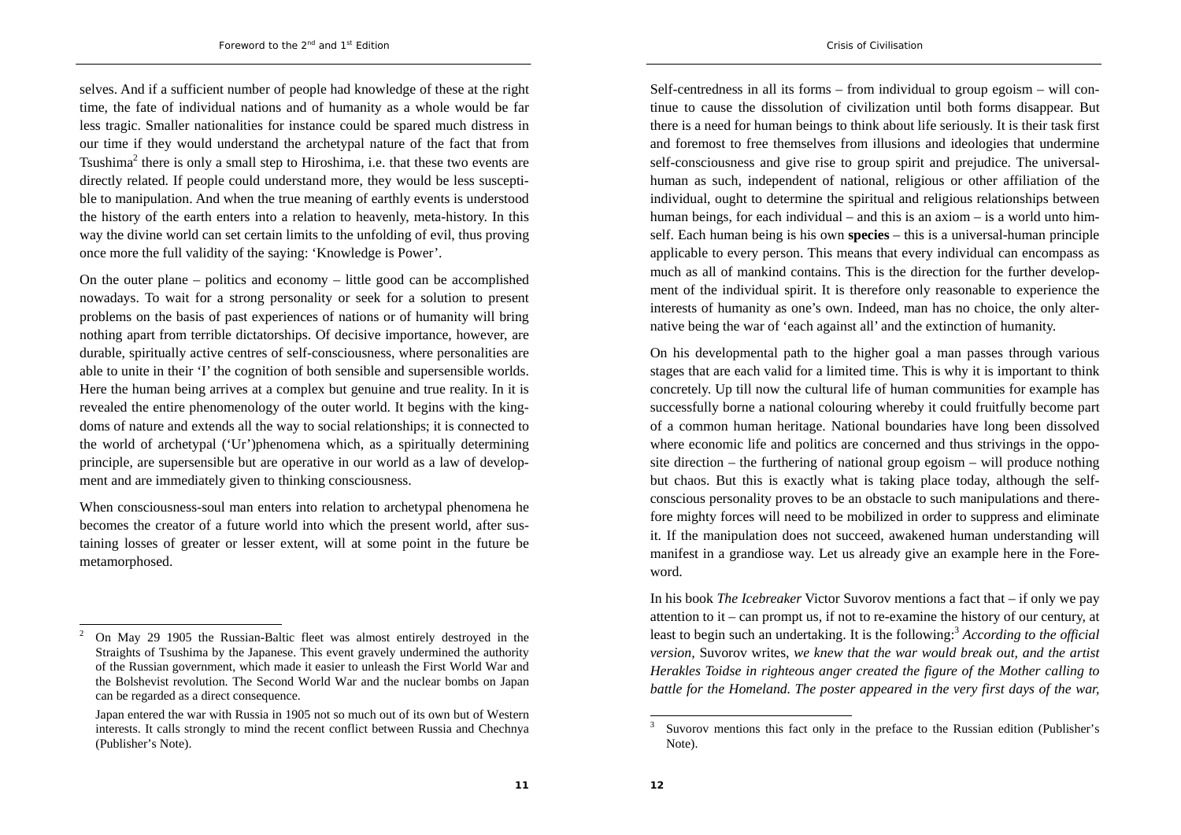selves. And if a sufficient number of people had knowledge of these at the right time, the fate of individual nations and of humanity as a whole would be far less tragic. Smaller nationalities for instance could be spared much distress in our time if they would understand the archetypal nature of the fact that from Tsushima[2] there is only a small step to Hiroshima, i.e. that these two events are directly related. If people could understand more, they would be less susceptible to manipulation. And when the true meaning of earthly events is understood the history of the earth enters into a relation to heavenly, meta-history. In this way the divine world can set certain limits to the unfolding of evil, thus proving once more the full validity of the saying: 'Knowledge is Power'.

On the outer plane – politics and economy – little good can be accomplished nowadays. To wait for a strong personality or seek for a solution to present problems on the basis of past experiences of nations or of humanity will bring nothing apart from terrible dictatorships. Of decisive importance, however, are durable, spiritually active centres of self-consciousness, where personalities are able to unite in their 'I' the cognition of both sensible and supersensible worlds. Here the human being arrives at a complex but genuine and true reality. In it is revealed the entire phenomenology of the outer world. It begins with the kingdoms of nature and extends all the way to social relationships; it is connected to the world of archetypal ('Ur')phenomena which, as a spiritually determining principle, are supersensible but are operative in our world as a law of development and are immediately given to thinking consciousness.

When consciousness-soul man enters into relation to archetypal phenomena he becomes the creator of a future world into which the present world, after sustaining losses of greater or lesser extent, will at some point in the future be metamorphosed.

[2] On May 29 1905 the Russian-Baltic fleet was almost entirely destroyed in the Straights of Tsushima by the Japanese. This event gravely undermined the authority of the Russian government, which made it easier to unleash the First World War and the Bolshevist revolution. The Second World War and the nuclear bombs on Japan can be regarded as a direct consequence.

Japan entered the war with Russia in 1905 not so much out of its own but of Western interests. It calls strongly to mind the recent conflict between Russia and Chechnya (Publisher's Note).

Self-centredness in all its forms – from individual to group egoism – will continue to cause the dissolution of civilization until both forms disappear. But there is a need for human beings to think about life seriously. It is their task first and foremost to free themselves from illusions and ideologies that undermine self-consciousness and give rise to group spirit and prejudice. The universal-human as such, independent of national, religious or other affiliation of the individual, ought to determine the spiritual and religious relationships between human beings, for each individual – and this is an axiom – is a world unto himself. Each human being is his own **species** – this is a universal-human principle applicable to every person. This means that every individual can encompass as much as all of mankind contains. This is the direction for the further development of the individual spirit. It is therefore only reasonable to experience the interests of humanity as one's own. Indeed, man has no choice, the only alternative being the war of 'each against all' and the extinction of humanity.

On his developmental path to the higher goal a man passes through various stages that are each valid for a limited time. This is why it is important to think concretely. Up till now the cultural life of human communities for example has successfully borne a national colouring whereby it could fruitfully become part of a common human heritage. National boundaries have long been dissolved where economic life and politics are concerned and thus strivings in the opposite direction – the furthering of national group egoism – will produce nothing but chaos. But this is exactly what is taking place today, although the self-conscious personality proves to be an obstacle to such manipulations and therefore mighty forces will need to be mobilized in order to suppress and eliminate it. If the manipulation does not succeed, awakened human understanding will manifest in a grandiose way. Let us already give an example here in the Foreword.

In his book *The Icebreaker* Victor Suvorov mentions a fact that – if only we pay attention to it – can prompt us, if not to re-examine the history of our century, at least to begin such an undertaking. It is the following:[3] *According to the official version,* Suvorov writes, *we knew that the war would break out, and the artist Herakles Toidse in righteous anger created the figure of the Mother calling to battle for the Homeland. The poster appeared in the very first days of the war,*

[3] Suvorov mentions this fact only in the preface to the Russian edition (Publisher's Note).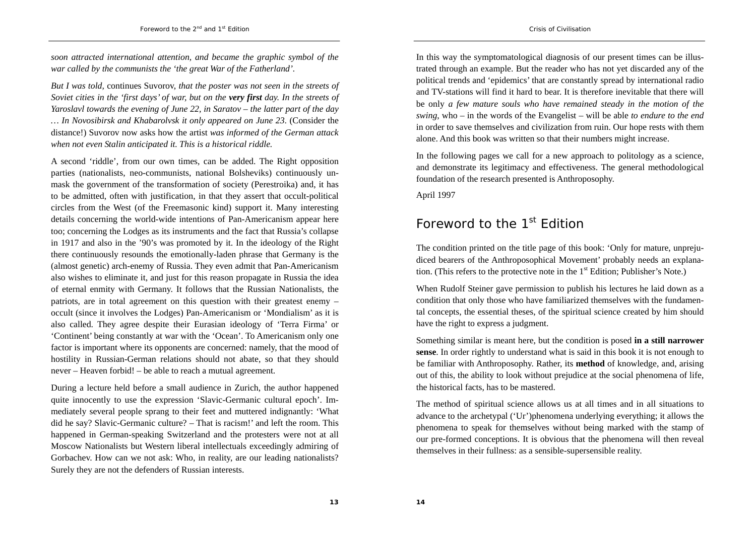*soon attracted international attention, and became the graphic symbol of the war called by the communists the 'the great War of the Fatherland'.*

*But I was told,* continues Suvorov, *that the poster was not seen in the streets of Soviet cities in the 'first days' of war, but on the* ***very first*** *day. In the streets of Yaroslavl towards the evening of June 22, in Saratov – the latter part of the day … In Novosibirsk and Khabarolvsk it only appeared on June 23.* (Consider the distance!) Suvorov now asks how the artist *was informed of the German attack when not even Stalin anticipated it. This is a historical riddle.*

A second 'riddle', from our own times, can be added. The Right opposition parties (nationalists, neo-communists, national Bolsheviks) continuously unmask the government of the transformation of society (Perestroika) and, it has to be admitted, often with justification, in that they assert that occult-political circles from the West (of the Freemasonic kind) support it. Many interesting details concerning the world-wide intentions of Pan-Americanism appear here too; concerning the Lodges as its instruments and the fact that Russia's collapse in 1917 and also in the '90's was promoted by it. In the ideology of the Right there continuously resounds the emotionally-laden phrase that Germany is the (almost genetic) arch-enemy of Russia. They even admit that Pan-Americanism also wishes to eliminate it, and just for this reason propagate in Russia the idea of eternal enmity with Germany. It follows that the Russian Nationalists, the patriots, are in total agreement on this question with their greatest enemy – occult (since it involves the Lodges) Pan-Americanism or 'Mondialism' as it is also called. They agree despite their Eurasian ideology of 'Terra Firma' or 'Continent' being constantly at war with the 'Ocean'. To Americanism only one factor is important where its opponents are concerned: namely, that the mood of hostility in Russian-German relations should not abate, so that they should never – Heaven forbid! – be able to reach a mutual agreement.

During a lecture held before a small audience in Zurich, the author happened quite innocently to use the expression 'Slavic-Germanic cultural epoch'. Immediately several people sprang to their feet and muttered indignantly: 'What did he say? Slavic-Germanic culture? – That is racism!' and left the room. This happened in German-speaking Switzerland and the protesters were not at all Moscow Nationalists but Western liberal intellectuals exceedingly admiring of Gorbachev. How can we not ask: Who, in reality, are our leading nationalists? Surely they are not the defenders of Russian interests.

In this way the symptomatological diagnosis of our present times can be illustrated through an example. But the reader who has not yet discarded any of the political trends and 'epidemics' that are constantly spread by international radio and TV-stations will find it hard to bear. It is therefore inevitable that there will be only *a few mature souls who have remained steady in the motion of the swing*, who – in the words of the Evangelist – will be able *to endure to the end* in order to save themselves and civilization from ruin. Our hope rests with them alone. And this book was written so that their numbers might increase.

In the following pages we call for a new approach to politology as a science, and demonstrate its legitimacy and effectiveness. The general methodological foundation of the research presented is Anthroposophy.

April 1997

## Foreword to the 1st Edition

The condition printed on the title page of this book: 'Only for mature, unprejudiced bearers of the Anthroposophical Movement' probably needs an explanation. (This refers to the protective note in the 1st Edition; Publisher's Note.)

When Rudolf Steiner gave permission to publish his lectures he laid down as a condition that only those who have familiarized themselves with the fundamental concepts, the essential theses, of the spiritual science created by him should have the right to express a judgment.

Something similar is meant here, but the condition is posed **in a still narrower sense**. In order rightly to understand what is said in this book it is not enough to be familiar with Anthroposophy. Rather, its **method** of knowledge, and, arising out of this, the ability to look without prejudice at the social phenomena of life, the historical facts, has to be mastered.

The method of spiritual science allows us at all times and in all situations to advance to the archetypal ('Ur')phenomena underlying everything; it allows the phenomena to speak for themselves without being marked with the stamp of our pre-formed conceptions. It is obvious that the phenomena will then reveal themselves in their fullness: as a sensible-supersensible reality.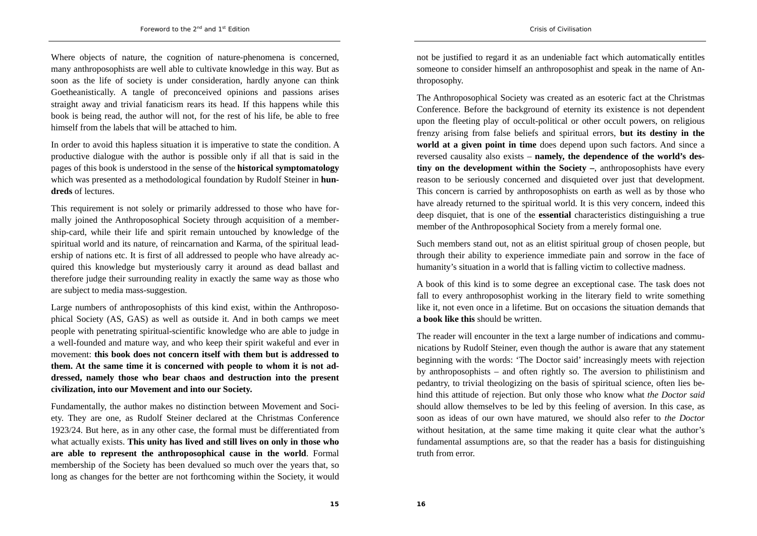Where objects of nature, the cognition of nature-phenomena is concerned, many anthroposophists are well able to cultivate knowledge in this way. But as soon as the life of society is under consideration, hardly anyone can think Goetheanistically. A tangle of preconceived opinions and passions arises straight away and trivial fanaticism rears its head. If this happens while this book is being read, the author will not, for the rest of his life, be able to free himself from the labels that will be attached to him.

In order to avoid this hapless situation it is imperative to state the condition. A productive dialogue with the author is possible only if all that is said in the pages of this book is understood in the sense of the **historical symptomatology** which was presented as a methodological foundation by Rudolf Steiner in **hundreds** of lectures.

This requirement is not solely or primarily addressed to those who have formally joined the Anthroposophical Society through acquisition of a membership-card, while their life and spirit remain untouched by knowledge of the spiritual world and its nature, of reincarnation and Karma, of the spiritual leadership of nations etc. It is first of all addressed to people who have already acquired this knowledge but mysteriously carry it around as dead ballast and therefore judge their surrounding reality in exactly the same way as those who are subject to media mass-suggestion.

Large numbers of anthroposophists of this kind exist, within the Anthroposophical Society (AS, GAS) as well as outside it. And in both camps we meet people with penetrating spiritual-scientific knowledge who are able to judge in a well-founded and mature way, and who keep their spirit wakeful and ever in movement: **this book does not concern itself with them but is addressed to them. At the same time it is concerned with people to whom it is not addressed, namely those who bear chaos and destruction into the present civilization, into our Movement and into our Society.**

Fundamentally, the author makes no distinction between Movement and Society. They are one, as Rudolf Steiner declared at the Christmas Conference 1923/24. But here, as in any other case, the formal must be differentiated from what actually exists. **This unity has lived and still lives on only in those who are able to represent the anthroposophical cause in the world**. Formal membership of the Society has been devalued so much over the years that, so long as changes for the better are not forthcoming within the Society, it would not be justified to regard it as an undeniable fact which automatically entitles someone to consider himself an anthroposophist and speak in the name of Anthroposophy.

The Anthroposophical Society was created as an esoteric fact at the Christmas Conference. Before the background of eternity its existence is not dependent upon the fleeting play of occult-political or other occult powers, on religious frenzy arising from false beliefs and spiritual errors, **but its destiny in the world at a given point in time** does depend upon such factors. And since a reversed causality also exists – **namely, the dependence of the world's destiny on the development within the Society –**, anthroposophists have every reason to be seriously concerned and disquieted over just that development. This concern is carried by anthroposophists on earth as well as by those who have already returned to the spiritual world. It is this very concern, indeed this deep disquiet, that is one of the **essential** characteristics distinguishing a true member of the Anthroposophical Society from a merely formal one.

Such members stand out, not as an elitist spiritual group of chosen people, but through their ability to experience immediate pain and sorrow in the face of humanity's situation in a world that is falling victim to collective madness.

A book of this kind is to some degree an exceptional case. The task does not fall to every anthroposophist working in the literary field to write something like it, not even once in a lifetime. But on occasions the situation demands that **a book like this** should be written.

The reader will encounter in the text a large number of indications and communications by Rudolf Steiner, even though the author is aware that any statement beginning with the words: 'The Doctor said' increasingly meets with rejection by anthroposophists – and often rightly so. The aversion to philistinism and pedantry, to trivial theologizing on the basis of spiritual science, often lies behind this attitude of rejection. But only those who know what *the Doctor said* should allow themselves to be led by this feeling of aversion. In this case, as soon as ideas of our own have matured, we should also refer to *the Doctor* without hesitation, at the same time making it quite clear what the author's fundamental assumptions are, so that the reader has a basis for distinguishing truth from error.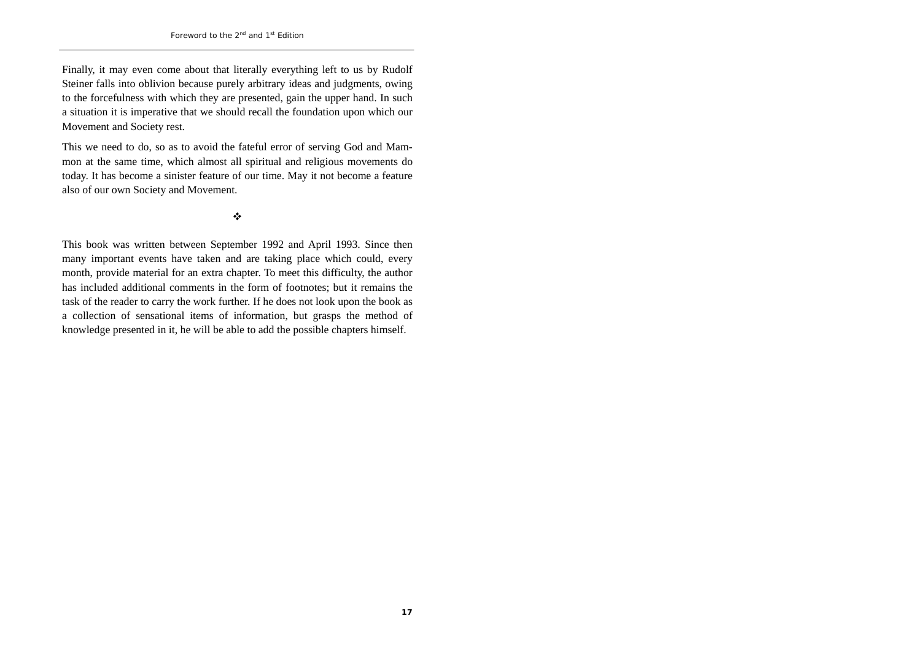Finally, it may even come about that literally everything left to us by Rudolf Steiner falls into oblivion because purely arbitrary ideas and judgments, owing to the forcefulness with which they are presented, gain the upper hand. In such a situation it is imperative that we should recall the foundation upon which our Movement and Society rest.

This we need to do, so as to avoid the fateful error of serving God and Mammon at the same time, which almost all spiritual and religious movements do today. It has become a sinister feature of our time. May it not become a feature also of our own Society and Movement.

❖

This book was written between September 1992 and April 1993. Since then many important events have taken and are taking place which could, every month, provide material for an extra chapter. To meet this difficulty, the author has included additional comments in the form of footnotes; but it remains the task of the reader to carry the work further. If he does not look upon the book as a collection of sensational items of information, but grasps the method of knowledge presented in it, he will be able to add the possible chapters himself.